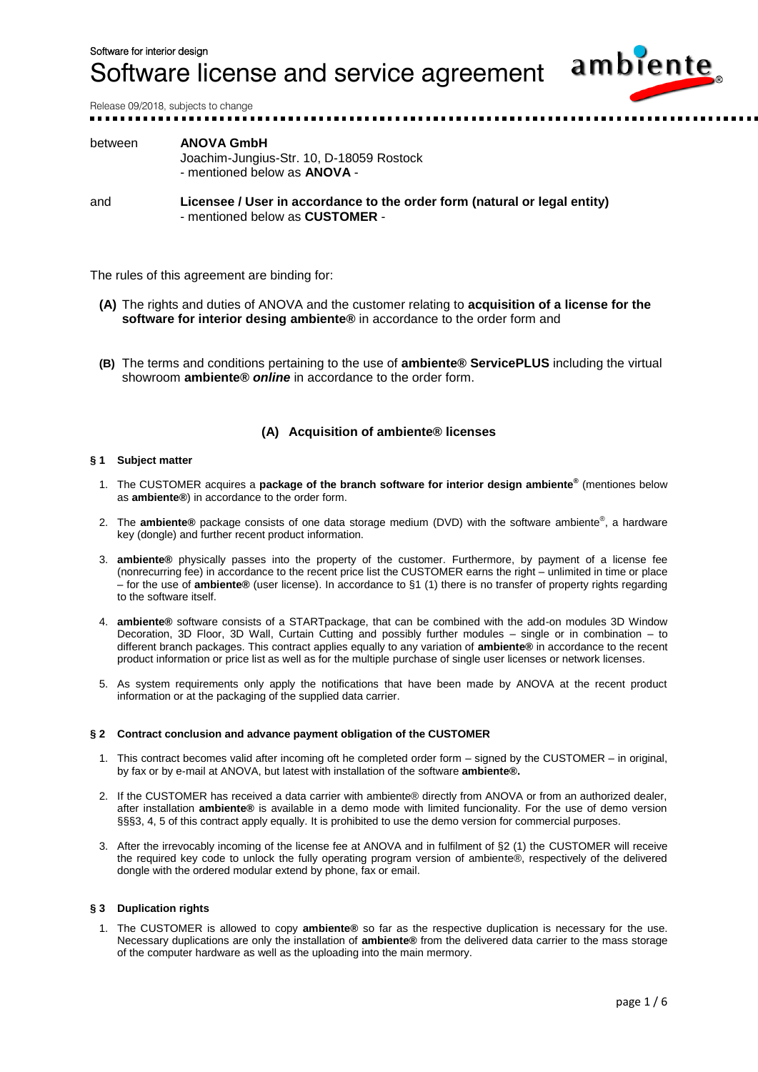Software for interior design

# Software license and service agreement

Release 09/2018, subjects to change

between **ANOVA GmbH**
Joachim-Jungius-Str. 10, D-18059 Rostock
- mentioned below as **ANOVA** -

and **Licensee / User in accordance to the order form (natural or legal entity)**
- mentioned below as **CUSTOMER** -

The rules of this agreement are binding for:

**(A)** The rights and duties of ANOVA and the customer relating to **acquisition of a license for the software for interior desing ambiente®** in accordance to the order form and

**(B)** The terms and conditions pertaining to the use of **ambiente® ServicePLUS** including the virtual showroom **ambiente®** ***online*** in accordance to the order form.

## (A) Acquisition of ambiente® licenses

### § 1 Subject matter

1. The CUSTOMER acquires a **package of the branch software for interior design ambiente®** (mentiones below as **ambiente®**) in accordance to the order form.
2. The **ambiente®** package consists of one data storage medium (DVD) with the software ambiente®, a hardware key (dongle) and further recent product information.
3. **ambiente®** physically passes into the property of the customer. Furthermore, by payment of a license fee (nonrecurring fee) in accordance to the recent price list the CUSTOMER earns the right – unlimited in time or place – for the use of **ambiente®** (user license). In accordance to §1 (1) there is no transfer of property rights regarding to the software itself.
4. **ambiente®** software consists of a STARTpackage, that can be combined with the add-on modules 3D Window Decoration, 3D Floor, 3D Wall, Curtain Cutting and possibly further modules – single or in combination – to different branch packages. This contract applies equally to any variation of **ambiente®** in accordance to the recent product information or price list as well as for the multiple purchase of single user licenses or network licenses.
5. As system requirements only apply the notifications that have been made by ANOVA at the recent product information or at the packaging of the supplied data carrier.

### § 2 Contract conclusion and advance payment obligation of the CUSTOMER

1. This contract becomes valid after incoming oft he completed order form – signed by the CUSTOMER – in original, by fax or by e-mail at ANOVA, but latest with installation of the software **ambiente®.**
2. If the CUSTOMER has received a data carrier with ambiente® directly from ANOVA or from an authorized dealer, after installation **ambiente®** is available in a demo mode with limited funcionality. For the use of demo version §§§3, 4, 5 of this contract apply equally. It is prohibited to use the demo version for commercial purposes.
3. After the irrevocably incoming of the license fee at ANOVA and in fulfilment of §2 (1) the CUSTOMER will receive the required key code to unlock the fully operating program version of ambiente®, respectively of the delivered dongle with the ordered modular extend by phone, fax or email.

### § 3 Duplication rights

1. The CUSTOMER is allowed to copy **ambiente®** so far as the respective duplication is necessary for the use. Necessary duplications are only the installation of **ambiente®** from the delivered data carrier to the mass storage of the computer hardware as well as the uploading into the main mermory.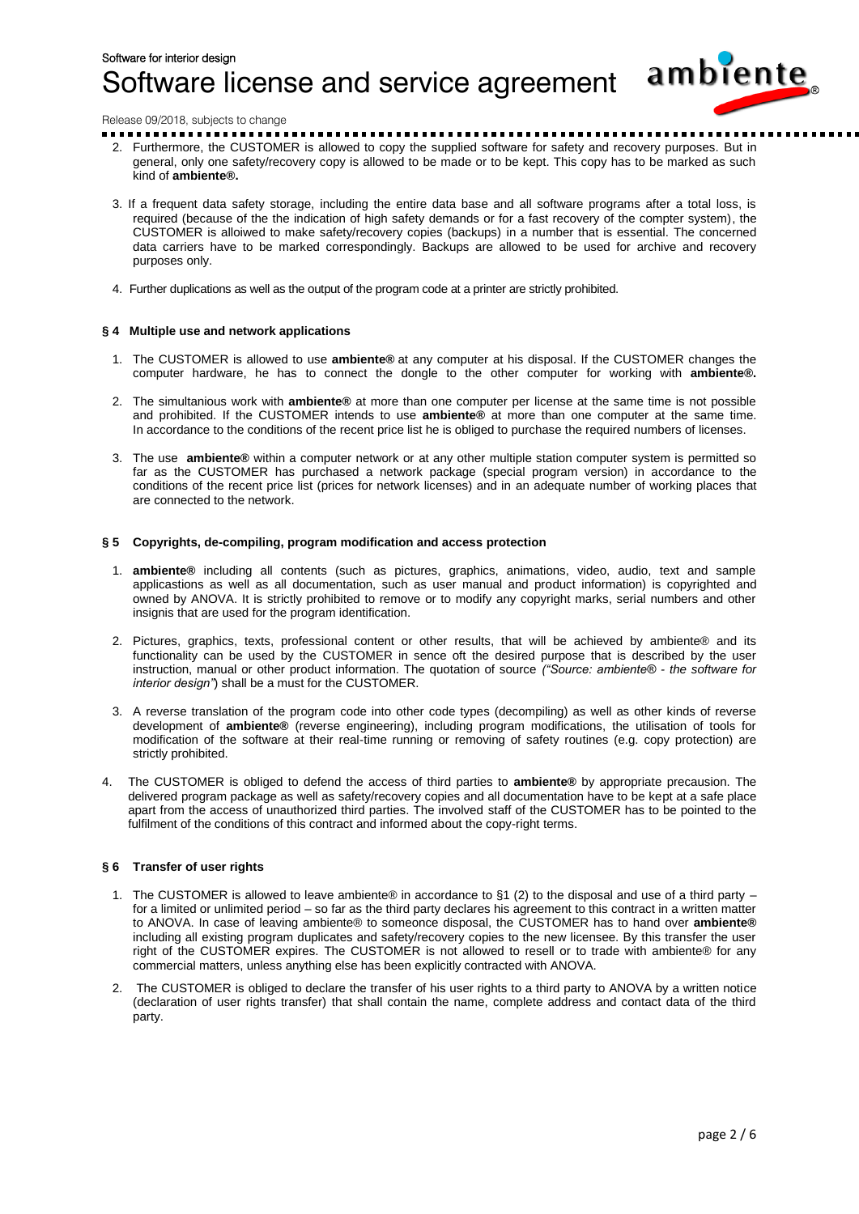2. Furthermore, the CUSTOMER is allowed to copy the supplied software for safety and recovery purposes. But in general, only one safety/recovery copy is allowed to be made or to be kept. This copy has to be marked as such kind of **ambiente®.**

3. If a frequent data safety storage, including the entire data base and all software programs after a total loss, is required (because of the the indication of high safety demands or for a fast recovery of the compter system), the CUSTOMER is alloiwed to make safety/recovery copies (backups) in a number that is essential. The concerned data carriers have to be marked correspondingly. Backups are allowed to be used for archive and recovery purposes only.

4. Further duplications as well as the output of the program code at a printer are strictly prohibited.

### § 4 Multiple use and network applications

1. The CUSTOMER is allowed to use **ambiente®** at any computer at his disposal. If the CUSTOMER changes the computer hardware, he has to connect the dongle to the other computer for working with **ambiente®.**

2. The simultanious work with **ambiente®** at more than one computer per license at the same time is not possible and prohibited. If the CUSTOMER intends to use **ambiente®** at more than one computer at the same time. In accordance to the conditions of the recent price list he is obliged to purchase the required numbers of licenses.

3. The use **ambiente®** within a computer network or at any other multiple station computer system is permitted so far as the CUSTOMER has purchased a network package (special program version) in accordance to the conditions of the recent price list (prices for network licenses) and in an adequate number of working places that are connected to the network.

### § 5 Copyrights, de-compiling, program modification and access protection

1. **ambiente®** including all contents (such as pictures, graphics, animations, video, audio, text and sample applicastions as well as all documentation, such as user manual and product information) is copyrighted and owned by ANOVA. It is strictly prohibited to remove or to modify any copyright marks, serial numbers and other insignis that are used for the program identification.

2. Pictures, graphics, texts, professional content or other results, that will be achieved by ambiente® and its functionality can be used by the CUSTOMER in sence oft the desired purpose that is described by the user instruction, manual or other product information. The quotation of source *("Source: ambiente® - the software for interior design"*) shall be a must for the CUSTOMER.

3. A reverse translation of the program code into other code types (decompiling) as well as other kinds of reverse development of **ambiente®** (reverse engineering), including program modifications, the utilisation of tools for modification of the software at their real-time running or removing of safety routines (e.g. copy protection) are strictly prohibited.

4. The CUSTOMER is obliged to defend the access of third parties to **ambiente®** by appropriate precaution. The delivered program package as well as safety/recovery copies and all documentation have to be kept at a safe place apart from the access of unauthorized third parties. The involved staff of the CUSTOMER has to be pointed to the fulfilment of the conditions of this contract and informed about the copy-right terms.

### § 6 Transfer of user rights

1. The CUSTOMER is allowed to leave ambiente® in accordance to §1 (2) to the disposal and use of a third party – for a limited or unlimited period – so far as the third party declares his agreement to this contract in a written matter to ANOVA. In case of leaving ambiente® to someonce disposal, the CUSTOMER has to hand over **ambiente®** including all existing program duplicates and safety/recovery copies to the new licensee. By this transfer the user right of the CUSTOMER expires. The CUSTOMER is not allowed to resell or to trade with ambiente® for any commercial matters, unless anything else has been explicitly contracted with ANOVA.

2. The CUSTOMER is obliged to declare the transfer of his user rights to a third party to ANOVA by a written notice (declaration of user rights transfer) that shall contain the name, complete address and contact data of the third party.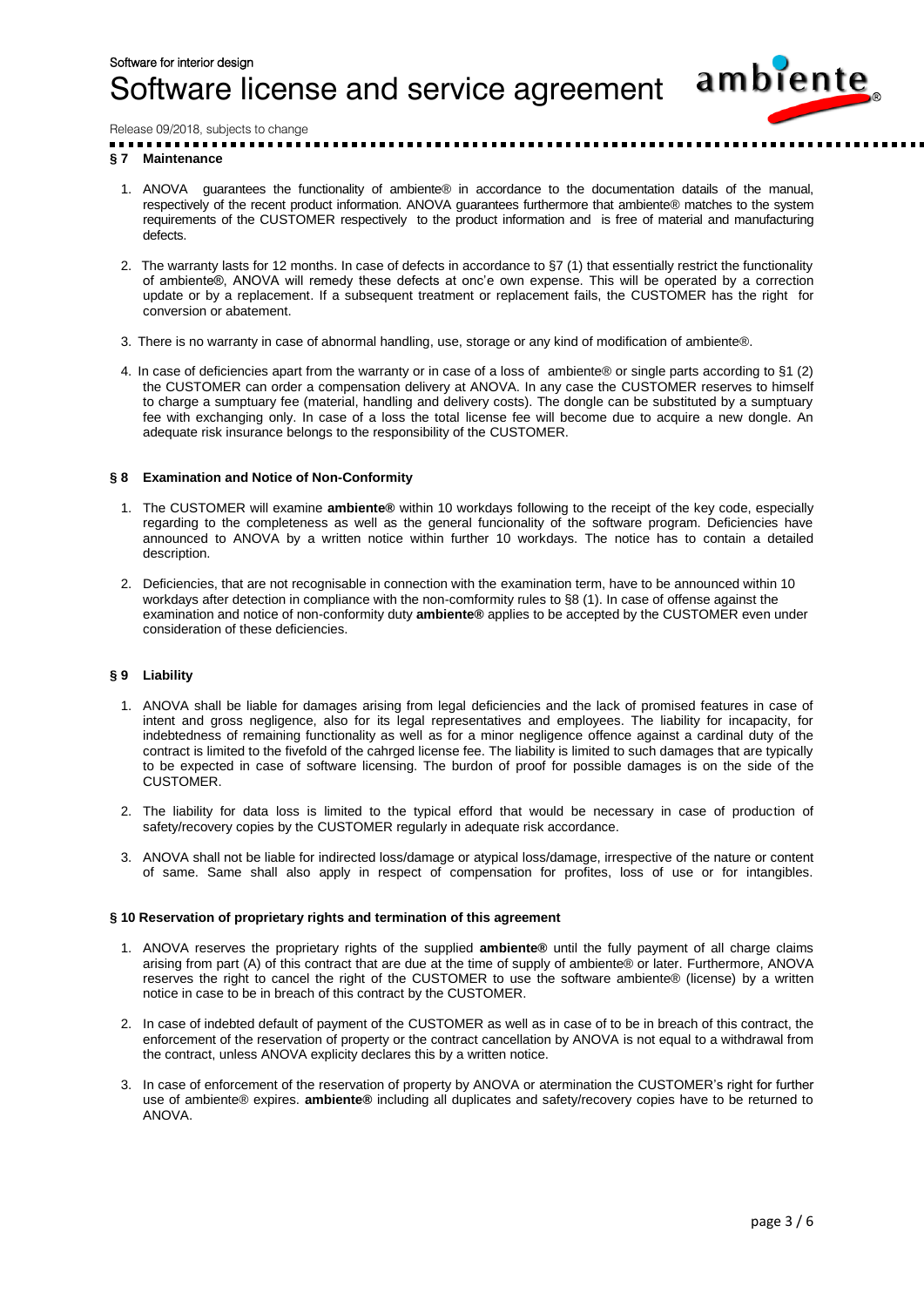## § 7 Maintenance

1. ANOVA guarantees the functionality of ambiente® in accordance to the documentation datails of the manual, respectively of the recent product information. ANOVA guarantees furthermore that ambiente® matches to the system requirements of the CUSTOMER respectively to the product information and is free of material and manufacturing defects.
2. The warranty lasts for 12 months. In case of defects in accordance to §7 (1) that essentially restrict the functionality of ambiente®, ANOVA will remedy these defects at onc'e own expense. This will be operated by a correction update or by a replacement. If a subsequent treatment or replacement fails, the CUSTOMER has the right for conversion or abatement.
3. There is no warranty in case of abnormal handling, use, storage or any kind of modification of ambiente®.
4. In case of deficiencies apart from the warranty or in case of a loss of ambiente® or single parts according to §1 (2) the CUSTOMER can order a compensation delivery at ANOVA. In any case the CUSTOMER reserves to himself to charge a sumptuary fee (material, handling and delivery costs). The dongle can be substituted by a sumptuary fee with exchanging only. In case of a loss the total license fee will become due to acquire a new dongle. An adequate risk insurance belongs to the responsibility of the CUSTOMER.

## § 8 Examination and Notice of Non-Conformity

1. The CUSTOMER will examine **ambiente®** within 10 workdays following to the receipt of the key code, especially regarding to the completeness as well as the general funcionality of the software program. Deficiencies have announced to ANOVA by a written notice within further 10 workdays. The notice has to contain a detailed description.
2. Deficiencies, that are not recognisable in connection with the examination term, have to be announced within 10 workdays after detection in compliance with the non-comformity rules to §8 (1). In case of offense against the examination and notice of non-conformity duty **ambiente®** applies to be accepted by the CUSTOMER even under consideration of these deficiencies.

## § 9 Liability

1. ANOVA shall be liable for damages arising from legal deficiencies and the lack of promised features in case of intent and gross negligence, also for its legal representatives and employees. The liability for incapacity, for indebtedness of remaining functionality as well as for a minor negligence offence against a cardinal duty of the contract is limited to the fivefold of the cahrged license fee. The liability is limited to such damages that are typically to be expected in case of software licensing. The burdon of proof for possible damages is on the side of the CUSTOMER.
2. The liability for data loss is limited to the typical efford that would be necessary in case of production of safety/recovery copies by the CUSTOMER regularly in adequate risk accordance.
3. ANOVA shall not be liable for indirected loss/damage or atypical loss/damage, irrespective of the nature or content of same. Same shall also apply in respect of compensation for profites, loss of use or for intangibles.

## § 10 Reservation of proprietary rights and termination of this agreement

1. ANOVA reserves the proprietary rights of the supplied **ambiente®** until the fully payment of all charge claims arising from part (A) of this contract that are due at the time of supply of ambiente® or later. Furthermore, ANOVA reserves the right to cancel the right of the CUSTOMER to use the software ambiente® (license) by a written notice in case to be in breach of this contract by the CUSTOMER.
2. In case of indebted default of payment of the CUSTOMER as well as in case of to be in breach of this contract, the enforcement of the reservation of property or the contract cancellation by ANOVA is not equal to a withdrawal from the contract, unless ANOVA explicity declares this by a written notice.
3. In case of enforcement of the reservation of property by ANOVA or atermination the CUSTOMER's right for further use of ambiente® expires. **ambiente®** including all duplicates and safety/recovery copies have to be returned to ANOVA.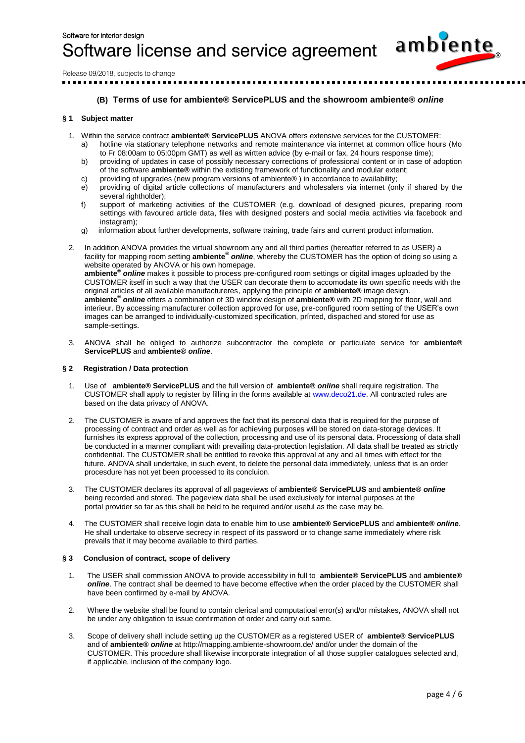### (B) Terms of use for ambiente® ServicePLUS and the showroom ambiente® *online*

#### § 1 Subject matter

1. Within the service contract **ambiente® ServicePLUS** ANOVA offers extensive services for the CUSTOMER:
   - a) hotline via stationary telephone networks and remote maintenance via internet at common office hours (Mo to Fr 08:00am to 05:00pm GMT) as well as wirtten advice (by e-mail or fax, 24 hours response time);
   - b) providing of updates in case of possibly necessary corrections of professional content or in case of adoption of the software **ambiente®** within the extisting framework of functionality and modular extent;
   - c) providing of upgrades (new program versions of ambiente® ) in accordance to availability;
   - e) providing of digital article collections of manufacturers and wholesalers via internet (only if shared by the several rightholder);
   - f) support of marketing activities of the CUSTOMER (e.g. download of designed picures, preparing room settings with favoured article data, files with designed posters and social media activities via facebook and instagram);
   - g) information about further developments, software training, trade fairs and current product information.

2. In addition ANOVA provides the virtual showroom any and all third parties (hereafter referred to as USER) a facility for mapping room setting **ambiente® *online***, whereby the CUSTOMER has the option of doing so using a website operated by ANOVA or his own homepage.
   **ambiente® *online*** makes it possible to process pre-configured room settings or digital images uploaded by the CUSTOMER itself in such a way that the USER can decorate them to accomodate its own specific needs with the original articles of all available manufactureres, applying the principle of **ambiente®** image design.
   **ambiente® *online*** offers a combination of 3D window design of **ambiente®** with 2D mapping for floor, wall and interieur. By accessing manufacturer collection approved for use, pre-configured room setting of the USER's own images can be arranged to individually-customized specification, prínted, dispached and stored for use as sample-settings.

3. ANOVA shall be obliged to authorize subcontractor the complete or particulate service for **ambiente® ServicePLUS** and **ambiente® *online***.

#### § 2 Registration / Data protection

1. Use of **ambiente® ServicePLUS** and the full version of **ambiente® *online*** shall require registration. The CUSTOMER shall apply to register by filling in the forms available at [www.deco21.de](www.deco21.de). All contracted rules are based on the data privacy of ANOVA.

2. The CUSTOMER is aware of and approves the fact that its personal data that is required for the purpose of processing of contract and order as well as for achieving purposes will be stored on data-storage devices. It furnishes its express approval of the collection, processing and use of its personal data. Processiong of data shall be conducted in a manner compliant with prevailing data-protection legislation. All data shall be treated as strictly confidential. The CUSTOMER shall be entitled to revoke this approval at any and all times with effect for the future. ANOVA shall undertake, in such event, to delete the personal data immediately, unless that is an order procesdure has not yet been processed to its concluion.

3. The CUSTOMER declares its approval of all pageviews of **ambiente® ServicePLUS** and **ambiente® *online*** being recorded and stored. The pageview data shall be used exclusively for internal purposes at the portal provider so far as this shall be held to be required and/or useful as the case may be.

4. The CUSTOMER shall receive login data to enable him to use **ambiente® ServicePLUS** and **ambiente® *online***. He shall undertake to observe secrecy in respect of its password or to change same immediately where risk prevails that it may become available to third parties.

#### § 3 Conclusion of contract, scope of delivery

1. The USER shall commission ANOVA to provide accessibility in full to **ambiente® ServicePLUS** and **ambiente® *online***. The contract shall be deemed to have become effective when the order placed by the CUSTOMER shall have been confirmed by e-mail by ANOVA.

2. Where the website shall be found to contain clerical and computatioal error(s) and/or mistakes, ANOVA shall not be under any obligation to issue confirmation of order and carry out same.

3. Scope of delivery shall include setting up the CUSTOMER as a registered USER of **ambiente® ServicePLUS** and of **ambiente® *online*** at http://mapping.ambiente-showroom.de/ and/or under the domain of the CUSTOMER. This procedure shall likewise incorporate integration of all those supplier catalogues selected and, if applicable, inclusion of the company logo.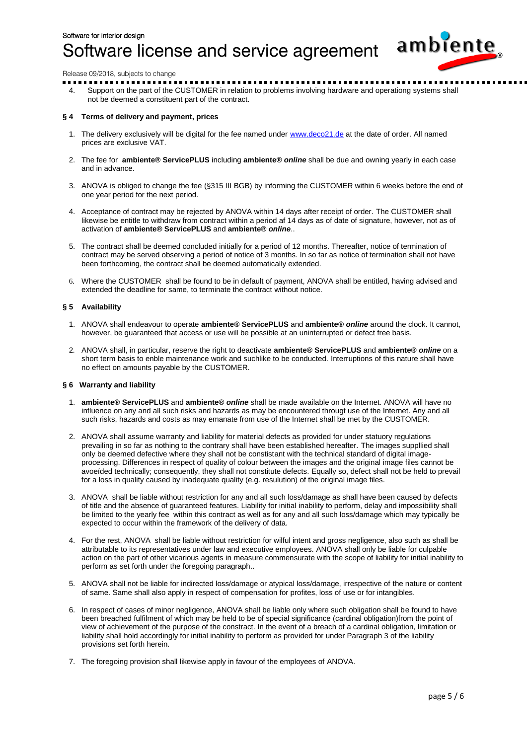4. Support on the part of the CUSTOMER in relation to problems involving hardware and operationg systems shall not be deemed a constituent part of the contract.

### § 4 Terms of delivery and payment, prices

1. The delivery exclusively will be digital for the fee named under www.deco21.de at the date of order. All named prices are exclusive VAT.

2. The fee for **ambiente® ServicePLUS** including **ambiente® *online*** shall be due and owning yearly in each case and in advance.

3. ANOVA is obliged to change the fee (§315 III BGB) by informing the CUSTOMER within 6 weeks before the end of one year period for the next period.

4. Acceptance of contract may be rejected by ANOVA within 14 days after receipt of order. The CUSTOMER shall likewise be entitle to withdraw from contract within a period af 14 days as of date of signature, however, not as of activation of **ambiente® ServicePLUS** and **ambiente® *online***..

5. The contract shall be deemed concluded initially for a period of 12 months. Thereafter, notice of termination of contract may be served observing a period of notice of 3 months. In so far as notice of termination shall not have been forthcoming, the contract shall be deemed automatically extended.

6. Where the CUSTOMER shall be found to be in default of payment, ANOVA shall be entitled, having advised and extended the deadline for same, to terminate the contract without notice.

### § 5 Availability

1. ANOVA shall endeavour to operate **ambiente® ServicePLUS** and **ambiente® *online*** around the clock. It cannot, however, be guaranteed that access or use will be possible at an uninterrupted or defect free basis.

2. ANOVA shall, in particular, reserve the right to deactivate **ambiente® ServicePLUS** and **ambiente® *online*** on a short term basis to enble maintenance work and suchlike to be conducted. Interruptions of this nature shall have no effect on amounts payable by the CUSTOMER.

### § 6 Warranty and liability

1. **ambiente® ServicePLUS** and **ambiente® *online*** shall be made available on the Internet. ANOVA will have no influence on any and all such risks and hazards as may be encountered througt use of the Internet. Any and all such risks, hazards and costs as may emanate from use of the Internet shall be met by the CUSTOMER.

2. ANOVA shall assume warranty and liability for material defects as provided for under statuory regulations prevailing in so far as nothing to the contrary shall have been established hereafter. The images suppllied shall only be deemed defective where they shall not be constistant with the technical standard of digital image-processing. Differences in respect of quality of colour between the images and the original image files cannot be avoeíded technically; consequently, they shall not constitute defects. Equally so, defect shall not be held to prevail for a loss in quality caused by inadequate quality (e.g. resulution) of the original image files.

3. ANOVA shall be liable without restriction for any and all such loss/damage as shall have been caused by defects of title and the absence of guaranteed features. Liability for initial inability to perform, delay and impossibility shall be limited to the yearly fee within this contract as well as for any and all such loss/damage which may typically be expected to occur within the framework of the delivery of data.

4. For the rest, ANOVA shall be liable without restriction for wilful intent and gross negligence, also such as shall be attributable to its representatives under law and executive employees. ANOVA shall only be liable for culpable action on the part of other vicarious agents in measure commensurate with the scope of liability for initial inability to perform as set forth under the foregoing paragraph..

5. ANOVA shall not be liable for indirected loss/damage or atypical loss/damage, irrespective of the nature or content of same. Same shall also apply in respect of compensation for profites, loss of use or for intangibles.

6. In respect of cases of minor negligence, ANOVA shall be liable only where such obligation shall be found to have been breached fulfilment of which may be held to be of special significance (cardinal obligation)from the point of view of achievement of the purpose of the constract. In the event of a breach of a cardinal obligation, limitation or liability shall hold accordingly for initial inability to perform as provided for under Paragraph 3 of the liability provisions set forth herein.

7. The foregoing provision shall likewise apply in favour of the employees of ANOVA.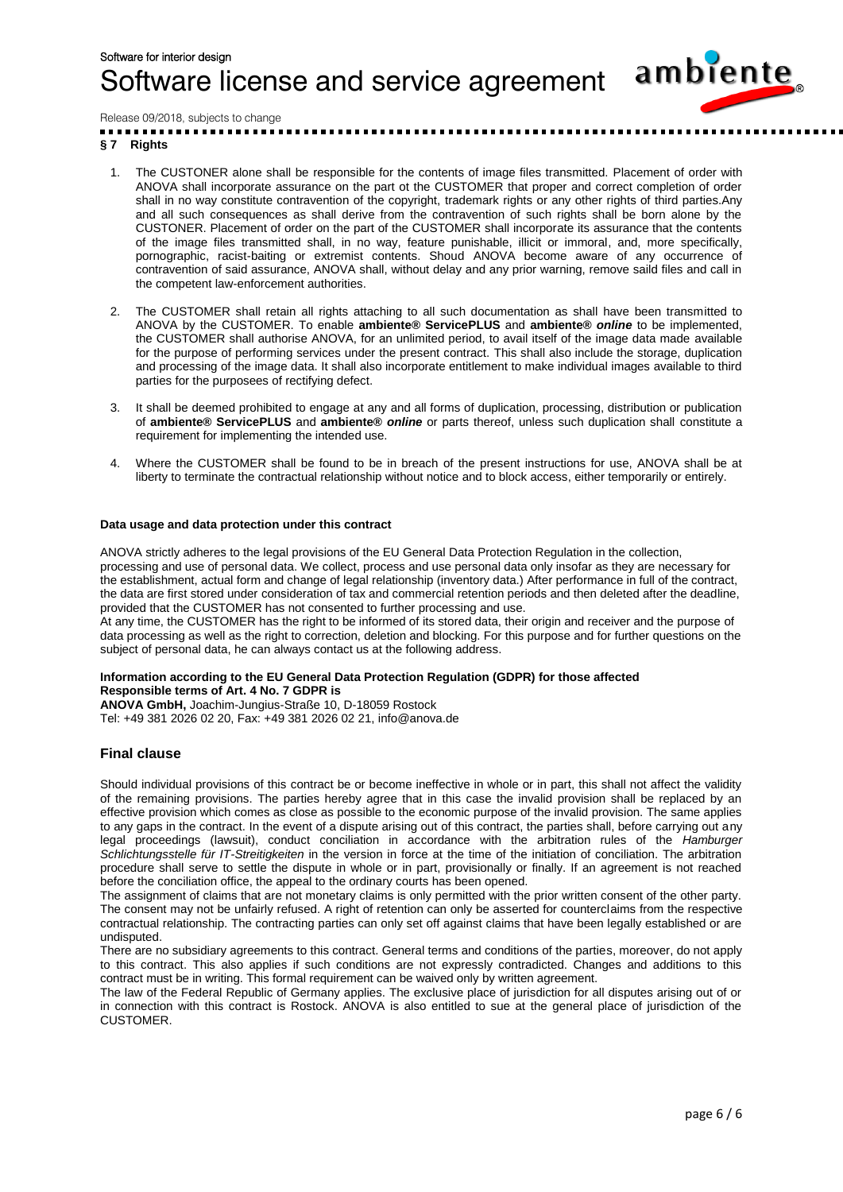## § 7 Rights

1. The CUSTONER alone shall be responsible for the contents of image files transmitted. Placement of order with ANOVA shall incorporate assurance on the part ot the CUSTOMER that proper and correct completion of order shall in no way constitute contravention of the copyright, trademark rights or any other rights of third parties.Any and all such consequences as shall derive from the contravention of such rights shall be born alone by the CUSTONER. Placement of order on the part of the CUSTOMER shall incorporate its assurance that the contents of the image files transmitted shall, in no way, feature punishable, illicit or immoral, and, more specifically, pornographic, racist-baiting or extremist contents. Shoud ANOVA become aware of any occurrence of contravention of said assurance, ANOVA shall, without delay and any prior warning, remove saild files and call in the competent law-enforcement authorities.

2. The CUSTOMER shall retain all rights attaching to all such documentation as shall have been transmitted to ANOVA by the CUSTOMER. To enable **ambiente® ServicePLUS** and **ambiente® *online*** to be implemented, the CUSTOMER shall authorise ANOVA, for an unlimited period, to avail itself of the image data made available for the purpose of performing services under the present contract. This shall also include the storage, duplication and processing of the image data. It shall also incorporate entitlement to make individual images available to third parties for the purposees of rectifying defect.

3. It shall be deemed prohibited to engage at any and all forms of duplication, processing, distribution or publication of **ambiente® ServicePLUS** and **ambiente® *online*** or parts thereof, unless such duplication shall constitute a requirement for implementing the intended use.

4. Where the CUSTOMER shall be found to be in breach of the present instructions for use, ANOVA shall be at liberty to terminate the contractual relationship without notice and to block access, either temporarily or entirely.

**Data usage and data protection under this contract**

ANOVA strictly adheres to the legal provisions of the EU General Data Protection Regulation in the collection, processing and use of personal data. We collect, process and use personal data only insofar as they are necessary for the establishment, actual form and change of legal relationship (inventory data.) After performance in full of the contract, the data are first stored under consideration of tax and commercial retention periods and then deleted after the deadline, provided that the CUSTOMER has not consented to further processing and use.
At any time, the CUSTOMER has the right to be informed of its stored data, their origin and receiver and the purpose of data processing as well as the right to correction, deletion and blocking. For this purpose and for further questions on the subject of personal data, he can always contact us at the following address.

**Information according to the EU General Data Protection Regulation (GDPR) for those affected**
**Responsible terms of Art. 4 No. 7 GDPR is**
**ANOVA GmbH,** Joachim-Jungius-Straße 10, D-18059 Rostock
Tel: +49 381 2026 02 20, Fax: +49 381 2026 02 21, info@anova.de

## Final clause

Should individual provisions of this contract be or become ineffective in whole or in part, this shall not affect the validity of the remaining provisions. The parties hereby agree that in this case the invalid provision shall be replaced by an effective provision which comes as close as possible to the economic purpose of the invalid provision. The same applies to any gaps in the contract. In the event of a dispute arising out of this contract, the parties shall, before carrying out any legal proceedings (lawsuit), conduct conciliation in accordance with the arbitration rules of the *Hamburger Schlichtungsstelle für IT-Streitigkeiten* in the version in force at the time of the initiation of conciliation. The arbitration procedure shall serve to settle the dispute in whole or in part, provisionally or finally. If an agreement is not reached before the conciliation office, the appeal to the ordinary courts has been opened.
The assignment of claims that are not monetary claims is only permitted with the prior written consent of the other party. The consent may not be unfairly refused. A right of retention can only be asserted for counterclaims from the respective contractual relationship. The contracting parties can only set off against claims that have been legally established or are undisputed.
There are no subsidiary agreements to this contract. General terms and conditions of the parties, moreover, do not apply to this contract. This also applies if such conditions are not expressly contradicted. Changes and additions to this contract must be in writing. This formal requirement can be waived only by written agreement.
The law of the Federal Republic of Germany applies. The exclusive place of jurisdiction for all disputes arising out of or in connection with this contract is Rostock. ANOVA is also entitled to sue at the general place of jurisdiction of the CUSTOMER.